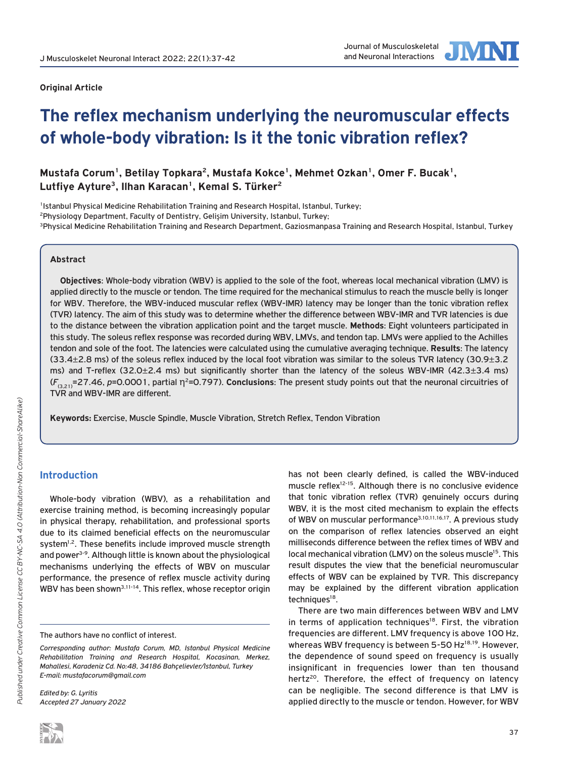Original Article

# The reflex mechanism underlying the neuromuscular effects of whole-body vibration: Is it the tonic vibration reflex?

**Mustafa Corum[1], Betilay Topkara[2], Mustafa Kokce[1], Mehmet Ozkan[1], Omer F. Bucak[1], Lutfiye Ayture[3], Ilhan Karacan[1], Kemal S. Türker[2]**

[1]Istanbul Physical Medicine Rehabilitation Training and Research Hospital, Istanbul, Turkey;
[2]Physiology Department, Faculty of Dentistry, Gelişim University, Istanbul, Turkey;
[3]Physical Medicine Rehabilitation Training and Research Department, Gaziosmanpasa Training and Research Hospital, Istanbul, Turkey

## Abstract

**Objectives**: Whole-body vibration (WBV) is applied to the sole of the foot, whereas local mechanical vibration (LMV) is applied directly to the muscle or tendon. The time required for the mechanical stimulus to reach the muscle belly is longer for WBV. Therefore, the WBV-induced muscular reflex (WBV-IMR) latency may be longer than the tonic vibration reflex (TVR) latency. The aim of this study was to determine whether the difference between WBV-IMR and TVR latencies is due to the distance between the vibration application point and the target muscle. **Methods**: Eight volunteers participated in this study. The soleus reflex response was recorded during WBV, LMVs, and tendon tap. LMVs were applied to the Achilles tendon and sole of the foot. The latencies were calculated using the cumulative averaging technique. **Results**: The latency (33.4±2.8 ms) of the soleus reflex induced by the local foot vibration was similar to the soleus TVR latency (30.9±3.2 ms) and T-reflex (32.0±2.4 ms) but significantly shorter than the latency of the soleus WBV-IMR (42.3±3.4 ms) ($F_{(3,21)}$=27.46, $p$=0.0001, partial $\eta^2$=0.797). **Conclusions**: The present study points out that the neuronal circuitries of TVR and WBV-IMR are different.

**Keywords:** Exercise, Muscle Spindle, Muscle Vibration, Stretch Reflex, Tendon Vibration

## Introduction

Whole-body vibration (WBV), as a rehabilitation and exercise training method, is becoming increasingly popular in physical therapy, rehabilitation, and professional sports due to its claimed beneficial effects on the neuromuscular system[1,2]. These benefits include improved muscle strength and power[3-9]. Although little is known about the physiological mechanisms underlying the effects of WBV on muscular performance, the presence of reflex muscle activity during WBV has been shown[3,11-14]. This reflex, whose receptor origin has not been clearly defined, is called the WBV-induced muscle reflex[12-15]. Although there is no conclusive evidence that tonic vibration reflex (TVR) genuinely occurs during WBV, it is the most cited mechanism to explain the effects of WBV on muscular performance[3,10,11,16,17]. A previous study on the comparison of reflex latencies observed an eight milliseconds difference between the reflex times of WBV and local mechanical vibration (LMV) on the soleus muscle[15]. This result disputes the view that the beneficial neuromuscular effects of WBV can be explained by TVR. This discrepancy may be explained by the different vibration application techniques[18].

There are two main differences between WBV and LMV in terms of application techniques[18]. First, the vibration frequencies are different. LMV frequency is above 100 Hz, whereas WBV frequency is between 5-50 Hz[18,19]. However, the dependence of sound speed on frequency is usually insignificant in frequencies lower than ten thousand hertz[20]. Therefore, the effect of frequency on latency can be negligible. The second difference is that LMV is applied directly to the muscle or tendon. However, for WBV

The authors have no conflict of interest.

*Corresponding author: Mustafa Corum, MD, Istanbul Physical Medicine Rehabilitation Training and Research Hospital, Kocasinan, Merkez, Mahallesi, Karadeniz Cd. No:48, 34186 Bahçelievler/Istanbul, Turkey*
*E-mail: mustafacorum@gmail.com*

*Edited by: G. Lyritis*
*Accepted 27 January 2022*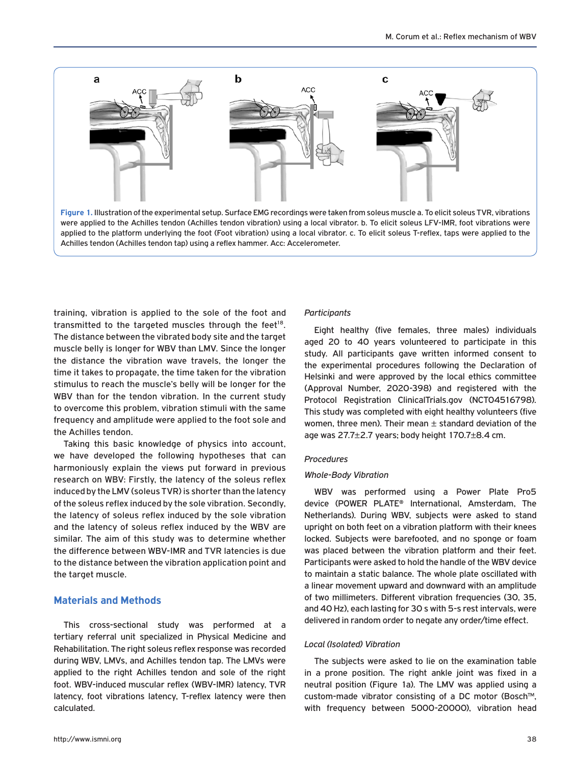Figure 1. Illustration of the experimental setup. Surface EMG recordings were taken from soleus muscle a. To elicit soleus TVR, vibrations were applied to the Achilles tendon (Achilles tendon vibration) using a local vibrator. b. To elicit soleus LFV-IMR, foot vibrations were applied to the platform underlying the foot (Foot vibration) using a local vibrator. c. To elicit soleus T-reflex, taps were applied to the Achilles tendon (Achilles tendon tap) using a reflex hammer. Acc: Accelerometer.

training, vibration is applied to the sole of the foot and transmitted to the targeted muscles through the feet[18]. The distance between the vibrated body site and the target muscle belly is longer for WBV than LMV. Since the longer the distance the vibration wave travels, the longer the time it takes to propagate, the time taken for the vibration stimulus to reach the muscle's belly will be longer for the WBV than for the tendon vibration. In the current study to overcome this problem, vibration stimuli with the same frequency and amplitude were applied to the foot sole and the Achilles tendon.

Taking this basic knowledge of physics into account, we have developed the following hypotheses that can harmoniously explain the views put forward in previous research on WBV: Firstly, the latency of the soleus reflex induced by the LMV (soleus TVR) is shorter than the latency of the soleus reflex induced by the sole vibration. Secondly, the latency of soleus reflex induced by the sole vibration and the latency of soleus reflex induced by the WBV are similar. The aim of this study was to determine whether the difference between WBV-IMR and TVR latencies is due to the distance between the vibration application point and the target muscle.

## Materials and Methods

This cross-sectional study was performed at a tertiary referral unit specialized in Physical Medicine and Rehabilitation. The right soleus reflex response was recorded during WBV, LMVs, and Achilles tendon tap. The LMVs were applied to the right Achilles tendon and sole of the right foot. WBV-induced muscular reflex (WBV-IMR) latency, TVR latency, foot vibrations latency, T-reflex latency were then calculated.

### *Participants*

Eight healthy (five females, three males) individuals aged 20 to 40 years volunteered to participate in this study. All participants gave written informed consent to the experimental procedures following the Declaration of Helsinki and were approved by the local ethics committee (Approval Number, 2020-398) and registered with the Protocol Registration ClinicalTrials.gov (NCT04516798). This study was completed with eight healthy volunteers (five women, three men). Their mean ± standard deviation of the age was 27.7±2.7 years; body height 170.7±8.4 cm.

### *Procedures*

#### *Whole-Body Vibration*

WBV was performed using a Power Plate Pro5 device (POWER PLATE® International, Amsterdam, The Netherlands). During WBV, subjects were asked to stand upright on both feet on a vibration platform with their knees locked. Subjects were barefooted, and no sponge or foam was placed between the vibration platform and their feet. Participants were asked to hold the handle of the WBV device to maintain a static balance. The whole plate oscillated with a linear movement upward and downward with an amplitude of two millimeters. Different vibration frequencies (30, 35, and 40 Hz), each lasting for 30 s with 5-s rest intervals, were delivered in random order to negate any order/time effect.

#### *Local (Isolated) Vibration*

The subjects were asked to lie on the examination table in a prone position. The right ankle joint was fixed in a neutral position (Figure 1a). The LMV was applied using a custom-made vibrator consisting of a DC motor (Bosch™, with frequency between 5000-20000), vibration head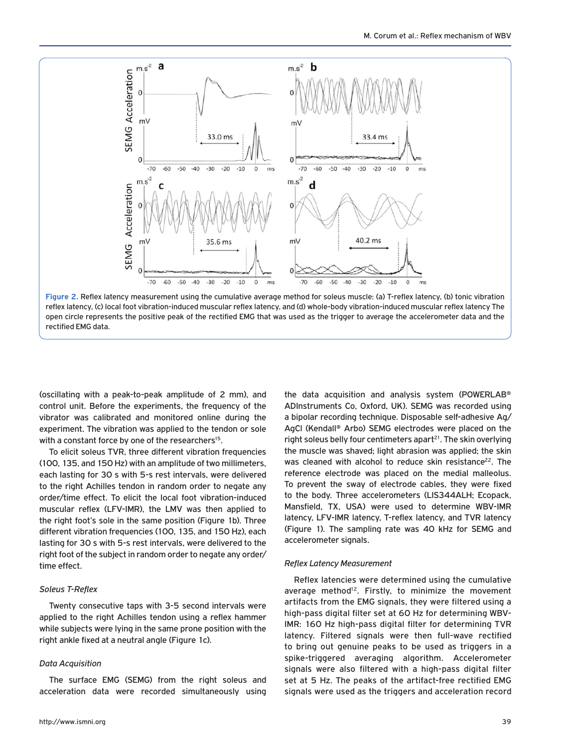Figure 2. Reflex latency measurement using the cumulative average method for soleus muscle: (a) T-reflex latency, (b) tonic vibration reflex latency, (c) local foot vibration-induced muscular reflex latency, and (d) whole-body vibration-induced muscular reflex latency The open circle represents the positive peak of the rectified EMG that was used as the trigger to average the accelerometer data and the rectified EMG data.

(oscillating with a peak-to-peak amplitude of 2 mm), and control unit. Before the experiments, the frequency of the vibrator was calibrated and monitored online during the experiment. The vibration was applied to the tendon or sole with a constant force by one of the researchers[15].

To elicit soleus TVR, three different vibration frequencies (100, 135, and 150 Hz) with an amplitude of two millimeters, each lasting for 30 s with 5-s rest intervals, were delivered to the right Achilles tendon in random order to negate any order/time effect. To elicit the local foot vibration-induced muscular reflex (LFV-IMR), the LMV was then applied to the right foot's sole in the same position (Figure 1b). Three different vibration frequencies (100, 135, and 150 Hz), each lasting for 30 s with 5-s rest intervals, were delivered to the right foot of the subject in random order to negate any order/time effect.

### *Soleus T-Reflex*

Twenty consecutive taps with 3-5 second intervals were applied to the right Achilles tendon using a reflex hammer while subjects were lying in the same prone position with the right ankle fixed at a neutral angle (Figure 1c).

### *Data Acquisition*

The surface EMG (SEMG) from the right soleus and acceleration data were recorded simultaneously using the data acquisition and analysis system (POWERLAB® ADInstruments Co, Oxford, UK). SEMG was recorded using a bipolar recording technique. Disposable self-adhesive Ag/AgCl (Kendall® Arbo) SEMG electrodes were placed on the right soleus belly four centimeters apart[21]. The skin overlying the muscle was shaved; light abrasion was applied; the skin was cleaned with alcohol to reduce skin resistance[22]. The reference electrode was placed on the medial malleolus. To prevent the sway of electrode cables, they were fixed to the body. Three accelerometers (LIS344ALH; Ecopack, Mansfield, TX, USA) were used to determine WBV-IMR latency, LFV-IMR latency, T-reflex latency, and TVR latency (Figure 1). The sampling rate was 40 kHz for SEMG and accelerometer signals.

### *Reflex Latency Measurement*

Reflex latencies were determined using the cumulative average method[12]. Firstly, to minimize the movement artifacts from the EMG signals, they were filtered using a high-pass digital filter set at 60 Hz for determining WBV-IMR: 160 Hz high-pass digital filter for determining TVR latency. Filtered signals were then full-wave rectified to bring out genuine peaks to be used as triggers in a spike-triggered averaging algorithm. Accelerometer signals were also filtered with a high-pass digital filter set at 5 Hz. The peaks of the artifact-free rectified EMG signals were used as the triggers and acceleration record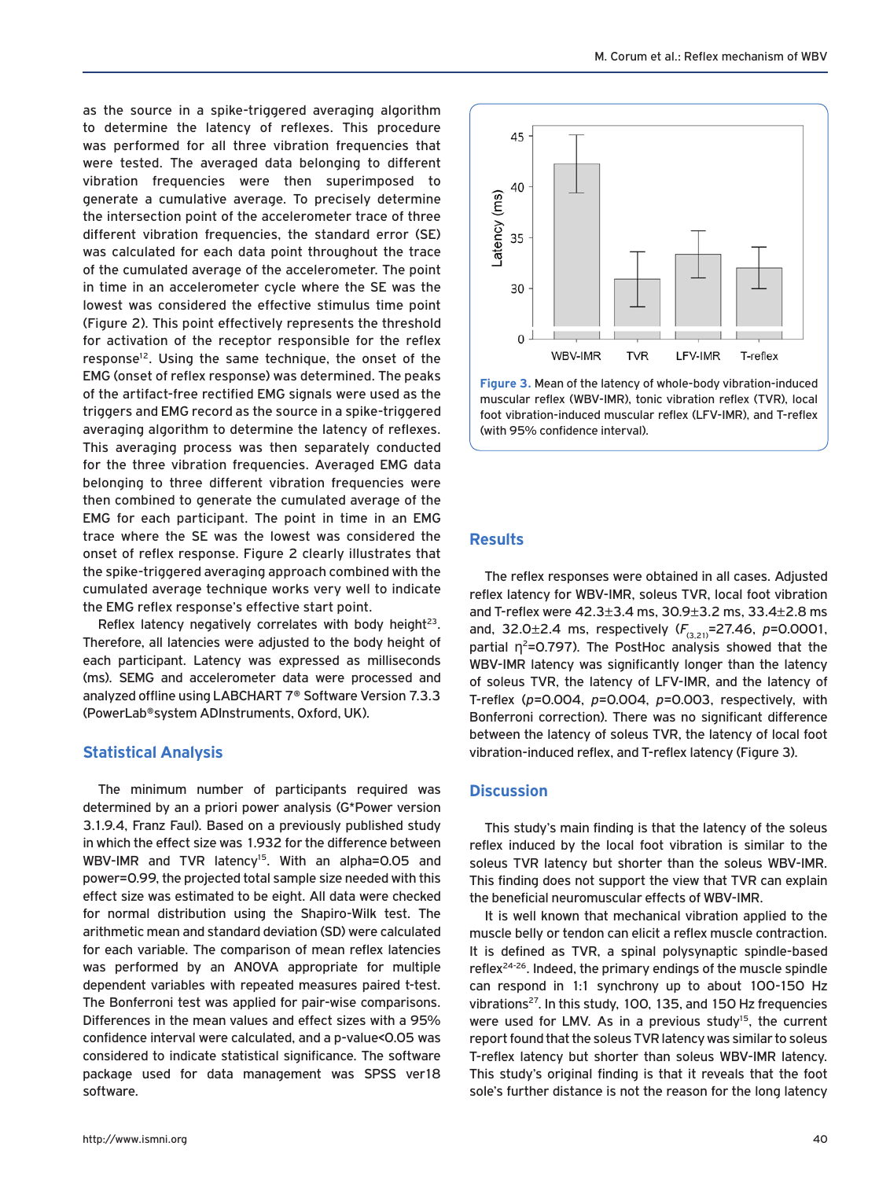as the source in a spike-triggered averaging algorithm to determine the latency of reflexes. This procedure was performed for all three vibration frequencies that were tested. The averaged data belonging to different vibration frequencies were then superimposed to generate a cumulative average. To precisely determine the intersection point of the accelerometer trace of three different vibration frequencies, the standard error (SE) was calculated for each data point throughout the trace of the cumulated average of the accelerometer. The point in time in an accelerometer cycle where the SE was the lowest was considered the effective stimulus time point (Figure 2). This point effectively represents the threshold for activation of the receptor responsible for the reflex response[12]. Using the same technique, the onset of the EMG (onset of reflex response) was determined. The peaks of the artifact-free rectified EMG signals were used as the triggers and EMG record as the source in a spike-triggered averaging algorithm to determine the latency of reflexes. This averaging process was then separately conducted for the three vibration frequencies. Averaged EMG data belonging to three different vibration frequencies were then combined to generate the cumulated average of the EMG for each participant. The point in time in an EMG trace where the SE was the lowest was considered the onset of reflex response. Figure 2 clearly illustrates that the spike-triggered averaging approach combined with the cumulated average technique works very well to indicate the EMG reflex response's effective start point.

Reflex latency negatively correlates with body height[23]. Therefore, all latencies were adjusted to the body height of each participant. Latency was expressed as milliseconds (ms). SEMG and accelerometer data were processed and analyzed offline using LABCHART 7® Software Version 7.3.3 (PowerLab®system ADInstruments, Oxford, UK).

## Statistical Analysis

The minimum number of participants required was determined by an a priori power analysis (G*Power version 3.1.9.4, Franz Faul). Based on a previously published study in which the effect size was 1.932 for the difference between WBV-IMR and TVR latency[15]. With an alpha=0.05 and power=0.99, the projected total sample size needed with this effect size was estimated to be eight. All data were checked for normal distribution using the Shapiro-Wilk test. The arithmetic mean and standard deviation (SD) were calculated for each variable. The comparison of mean reflex latencies was performed by an ANOVA appropriate for multiple dependent variables with repeated measures paired t-test. The Bonferroni test was applied for pair-wise comparisons. Differences in the mean values and effect sizes with a 95% confidence interval were calculated, and a p-value<0.05 was considered to indicate statistical significance. The software package used for data management was SPSS ver18 software.

**Figure 3.** Mean of the latency of whole-body vibration-induced muscular reflex (WBV-IMR), tonic vibration reflex (TVR), local foot vibration-induced muscular reflex (LFV-IMR), and T-reflex (with 95% confidence interval).

## Results

The reflex responses were obtained in all cases. Adjusted reflex latency for WBV-IMR, soleus TVR, local foot vibration and T-reflex were 42.3±3.4 ms, 30.9±3.2 ms, 33.4±2.8 ms and, 32.0±2.4 ms, respectively ($F_{(3,21)}$=27.46, $p$=0.0001, partial $\eta^2$=0.797). The PostHoc analysis showed that the WBV-IMR latency was significantly longer than the latency of soleus TVR, the latency of LFV-IMR, and the latency of T-reflex ($p$=0.004, $p$=0.004, $p$=0.003, respectively, with Bonferroni correction). There was no significant difference between the latency of soleus TVR, the latency of local foot vibration-induced reflex, and T-reflex latency (Figure 3).

## Discussion

This study's main finding is that the latency of the soleus reflex induced by the local foot vibration is similar to the soleus TVR latency but shorter than the soleus WBV-IMR. This finding does not support the view that TVR can explain the beneficial neuromuscular effects of WBV-IMR.

It is well known that mechanical vibration applied to the muscle belly or tendon can elicit a reflex muscle contraction. It is defined as TVR, a spinal polysynaptic spindle-based reflex[24-26]. Indeed, the primary endings of the muscle spindle can respond in 1:1 synchrony up to about 100-150 Hz vibrations[27]. In this study, 100, 135, and 150 Hz frequencies were used for LMV. As in a previous study[15], the current report found that the soleus TVR latency was similar to soleus T-reflex latency but shorter than soleus WBV-IMR latency. This study's original finding is that it reveals that the foot sole's further distance is not the reason for the long latency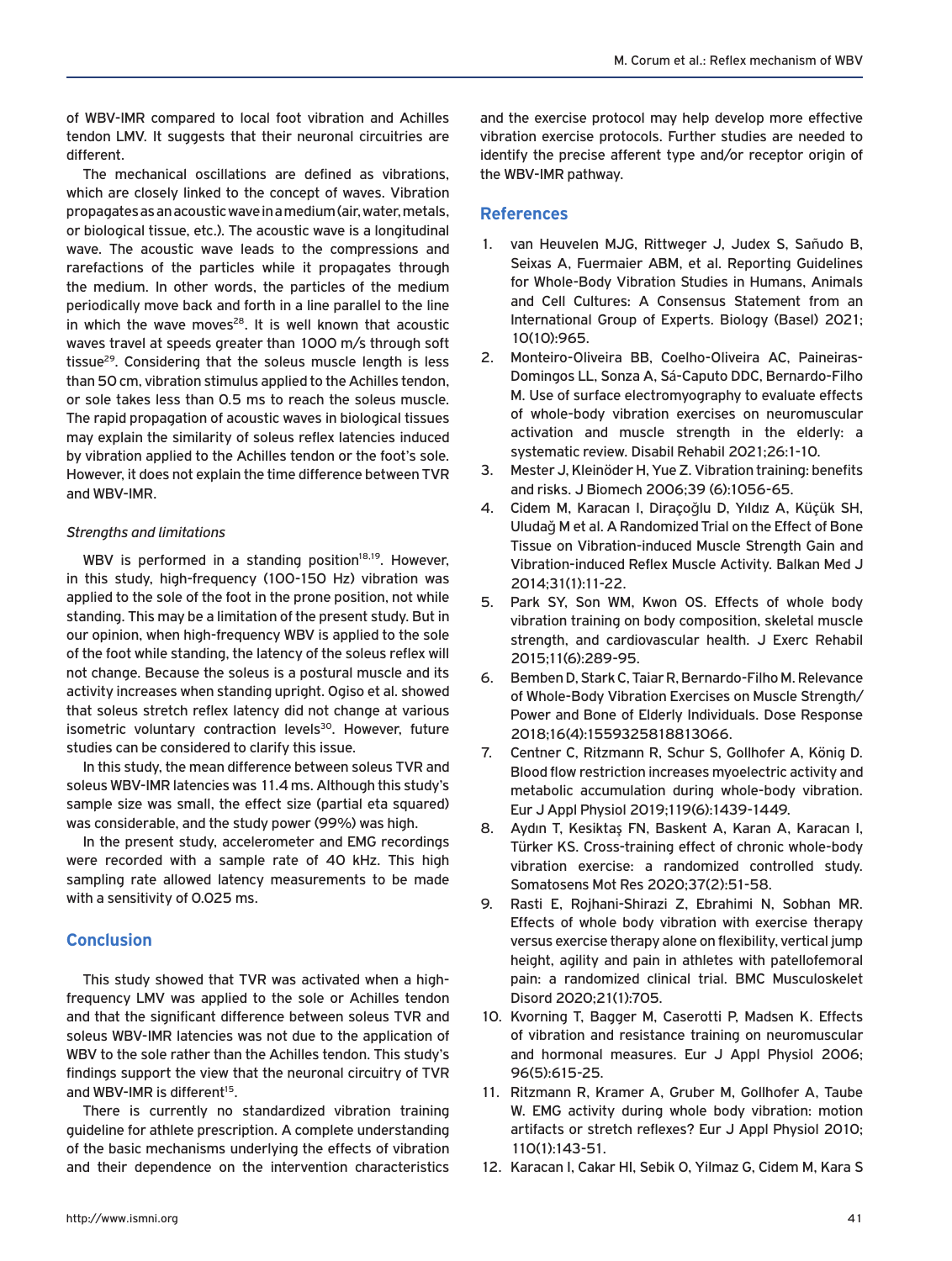of WBV-IMR compared to local foot vibration and Achilles tendon LMV. It suggests that their neuronal circuitries are different.

The mechanical oscillations are defined as vibrations, which are closely linked to the concept of waves. Vibration propagates as an acoustic wave in a medium (air, water, metals, or biological tissue, etc.). The acoustic wave is a longitudinal wave. The acoustic wave leads to the compressions and rarefactions of the particles while it propagates through the medium. In other words, the particles of the medium periodically move back and forth in a line parallel to the line in which the wave moves[28]. It is well known that acoustic waves travel at speeds greater than 1000 m/s through soft tissue[29]. Considering that the soleus muscle length is less than 50 cm, vibration stimulus applied to the Achilles tendon, or sole takes less than 0.5 ms to reach the soleus muscle. The rapid propagation of acoustic waves in biological tissues may explain the similarity of soleus reflex latencies induced by vibration applied to the Achilles tendon or the foot's sole. However, it does not explain the time difference between TVR and WBV-IMR.

*Strengths and limitations*

WBV is performed in a standing position[18,19]. However, in this study, high-frequency (100-150 Hz) vibration was applied to the sole of the foot in the prone position, not while standing. This may be a limitation of the present study. But in our opinion, when high-frequency WBV is applied to the sole of the foot while standing, the latency of the soleus reflex will not change. Because the soleus is a postural muscle and its activity increases when standing upright. Ogiso et al. showed that soleus stretch reflex latency did not change at various isometric voluntary contraction levels[30]. However, future studies can be considered to clarify this issue.

In this study, the mean difference between soleus TVR and soleus WBV-IMR latencies was 11.4 ms. Although this study's sample size was small, the effect size (partial eta squared) was considerable, and the study power (99%) was high.

In the present study, accelerometer and EMG recordings were recorded with a sample rate of 40 kHz. This high sampling rate allowed latency measurements to be made with a sensitivity of 0.025 ms.

## Conclusion

This study showed that TVR was activated when a high-frequency LMV was applied to the sole or Achilles tendon and that the significant difference between soleus TVR and soleus WBV-IMR latencies was not due to the application of WBV to the sole rather than the Achilles tendon. This study's findings support the view that the neuronal circuitry of TVR and WBV-IMR is different[15].

There is currently no standardized vibration training guideline for athlete prescription. A complete understanding of the basic mechanisms underlying the effects of vibration and their dependence on the intervention characteristics and the exercise protocol may help develop more effective vibration exercise protocols. Further studies are needed to identify the precise afferent type and/or receptor origin of the WBV-IMR pathway.

## References

1. van Heuvelen MJG, Rittweger J, Judex S, Sañudo B, Seixas A, Fuermaier ABM, et al. Reporting Guidelines for Whole-Body Vibration Studies in Humans, Animals and Cell Cultures: A Consensus Statement from an International Group of Experts. Biology (Basel) 2021; 10(10):965.
2. Monteiro-Oliveira BB, Coelho-Oliveira AC, Paineiras-Domingos LL, Sonza A, Sá-Caputo DDC, Bernardo-Filho M. Use of surface electromyography to evaluate effects of whole-body vibration exercises on neuromuscular activation and muscle strength in the elderly: a systematic review. Disabil Rehabil 2021;26:1-10.
3. Mester J, Kleinöder H, Yue Z. Vibration training: benefits and risks. J Biomech 2006;39 (6):1056-65.
4. Cidem M, Karacan I, Diraçoğlu D, Yıldız A, Küçük SH, Uludağ M et al. A Randomized Trial on the Effect of Bone Tissue on Vibration-induced Muscle Strength Gain and Vibration-induced Reflex Muscle Activity. Balkan Med J 2014;31(1):11-22.
5. Park SY, Son WM, Kwon OS. Effects of whole body vibration training on body composition, skeletal muscle strength, and cardiovascular health. J Exerc Rehabil 2015;11(6):289-95.
6. Bemben D, Stark C, Taiar R, Bernardo-Filho M. Relevance of Whole-Body Vibration Exercises on Muscle Strength/Power and Bone of Elderly Individuals. Dose Response 2018;16(4):1559325818813066.
7. Centner C, Ritzmann R, Schur S, Gollhofer A, König D. Blood flow restriction increases myoelectric activity and metabolic accumulation during whole-body vibration. Eur J Appl Physiol 2019;119(6):1439-1449.
8. Aydın T, Kesiktaş FN, Baskent A, Karan A, Karacan I, Türker KS. Cross-training effect of chronic whole-body vibration exercise: a randomized controlled study. Somatosens Mot Res 2020;37(2):51-58.
9. Rasti E, Rojhani-Shirazi Z, Ebrahimi N, Sobhan MR. Effects of whole body vibration with exercise therapy versus exercise therapy alone on flexibility, vertical jump height, agility and pain in athletes with patellofemoral pain: a randomized clinical trial. BMC Musculoskelet Disord 2020;21(1):705.
10. Kvorning T, Bagger M, Caserotti P, Madsen K. Effects of vibration and resistance training on neuromuscular and hormonal measures. Eur J Appl Physiol 2006; 96(5):615-25.
11. Ritzmann R, Kramer A, Gruber M, Gollhofer A, Taube W. EMG activity during whole body vibration: motion artifacts or stretch reflexes? Eur J Appl Physiol 2010; 110(1):143-51.
12. Karacan I, Cakar HI, Sebik O, Yilmaz G, Cidem M, Kara S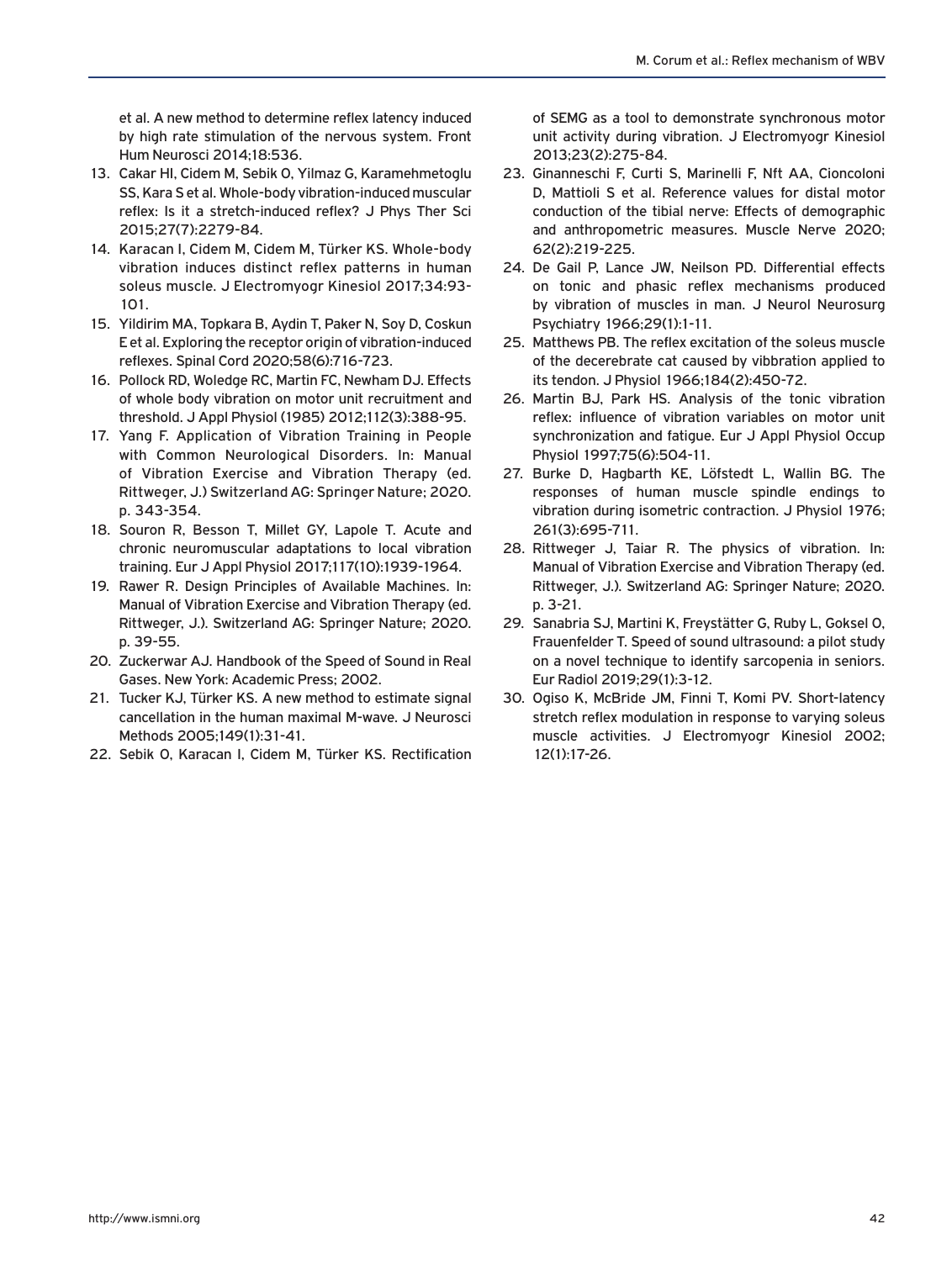et al. A new method to determine reflex latency induced by high rate stimulation of the nervous system. Front Hum Neurosci 2014;18:536.

13. Cakar HI, Cidem M, Sebik O, Yilmaz G, Karamehmetoglu SS, Kara S et al. Whole-body vibration-induced muscular reflex: Is it a stretch-induced reflex? J Phys Ther Sci 2015;27(7):2279-84.
14. Karacan I, Cidem M, Cidem M, Türker KS. Whole-body vibration induces distinct reflex patterns in human soleus muscle. J Electromyogr Kinesiol 2017;34:93-101.
15. Yildirim MA, Topkara B, Aydin T, Paker N, Soy D, Coskun E et al. Exploring the receptor origin of vibration-induced reflexes. Spinal Cord 2020;58(6):716-723.
16. Pollock RD, Woledge RC, Martin FC, Newham DJ. Effects of whole body vibration on motor unit recruitment and threshold. J Appl Physiol (1985) 2012;112(3):388-95.
17. Yang F. Application of Vibration Training in People with Common Neurological Disorders. In: Manual of Vibration Exercise and Vibration Therapy (ed. Rittweger, J.) Switzerland AG: Springer Nature; 2020. p. 343-354.
18. Souron R, Besson T, Millet GY, Lapole T. Acute and chronic neuromuscular adaptations to local vibration training. Eur J Appl Physiol 2017;117(10):1939-1964.
19. Rawer R. Design Principles of Available Machines. In: Manual of Vibration Exercise and Vibration Therapy (ed. Rittweger, J.). Switzerland AG: Springer Nature; 2020. p. 39-55.
20. Zuckerwar AJ. Handbook of the Speed of Sound in Real Gases. New York: Academic Press; 2002.
21. Tucker KJ, Türker KS. A new method to estimate signal cancellation in the human maximal M-wave. J Neurosci Methods 2005;149(1):31-41.
22. Sebik O, Karacan I, Cidem M, Türker KS. Rectification of SEMG as a tool to demonstrate synchronous motor unit activity during vibration. J Electromyogr Kinesiol 2013;23(2):275-84.
23. Ginanneschi F, Curti S, Marinelli F, Nft AA, Cioncoloni D, Mattioli S et al. Reference values for distal motor conduction of the tibial nerve: Effects of demographic and anthropometric measures. Muscle Nerve 2020; 62(2):219-225.
24. De Gail P, Lance JW, Neilson PD. Differential effects on tonic and phasic reflex mechanisms produced by vibration of muscles in man. J Neurol Neurosurg Psychiatry 1966;29(1):1-11.
25. Matthews PB. The reflex excitation of the soleus muscle of the decerebrate cat caused by vibbration applied to its tendon. J Physiol 1966;184(2):450-72.
26. Martin BJ, Park HS. Analysis of the tonic vibration reflex: influence of vibration variables on motor unit synchronization and fatigue. Eur J Appl Physiol Occup Physiol 1997;75(6):504-11.
27. Burke D, Hagbarth KE, Löfstedt L, Wallin BG. The responses of human muscle spindle endings to vibration during isometric contraction. J Physiol 1976; 261(3):695-711.
28. Rittweger J, Taiar R. The physics of vibration. In: Manual of Vibration Exercise and Vibration Therapy (ed. Rittweger, J.). Switzerland AG: Springer Nature; 2020. p. 3-21.
29. Sanabria SJ, Martini K, Freystätter G, Ruby L, Goksel O, Frauenfelder T. Speed of sound ultrasound: a pilot study on a novel technique to identify sarcopenia in seniors. Eur Radiol 2019;29(1):3-12.
30. Ogiso K, McBride JM, Finni T, Komi PV. Short-latency stretch reflex modulation in response to varying soleus muscle activities. J Electromyogr Kinesiol 2002; 12(1):17-26.